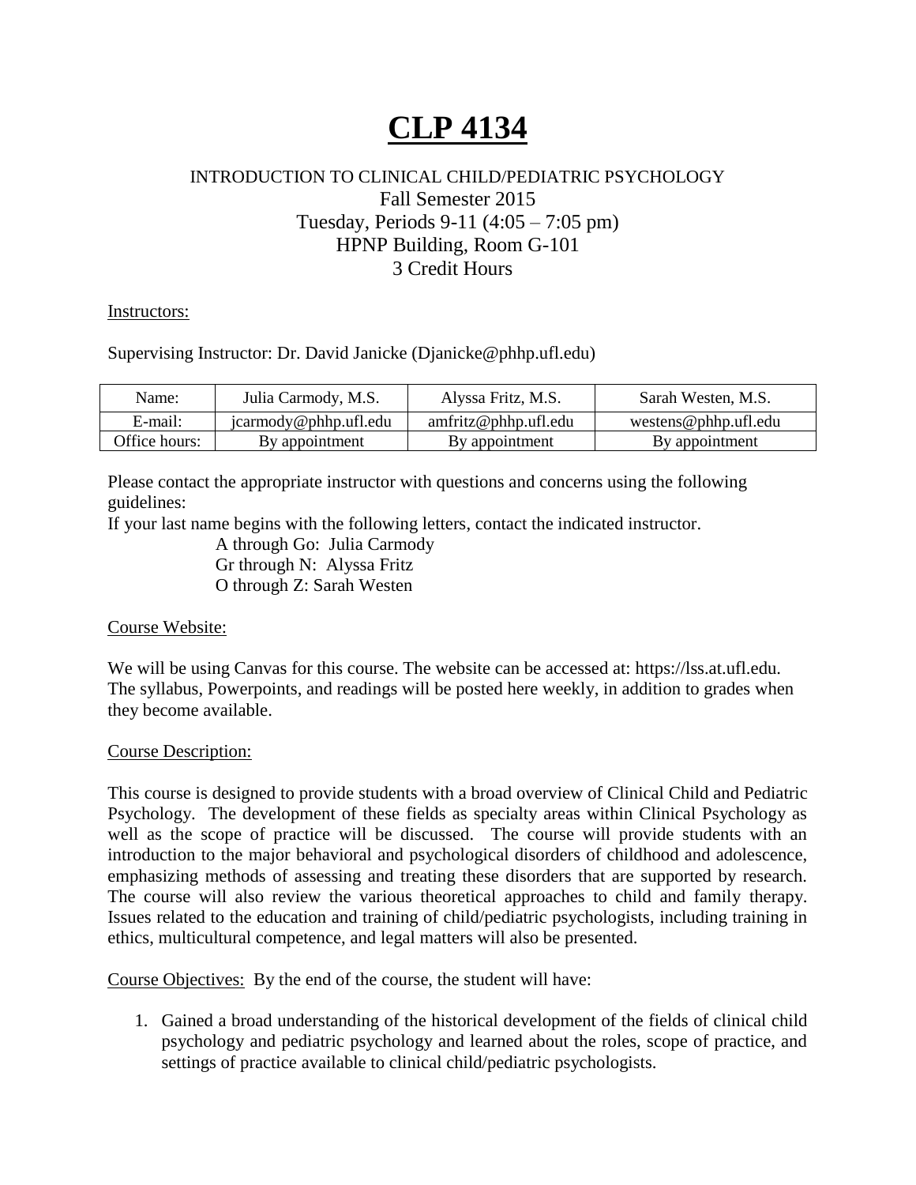# CLP 4134

INTRODUCTION TO CLINICAL CHILD/PEDIATRIC PSYCHOLOGY
Fall Semester 2015
Tuesday, Periods 9-11 (4:05 – 7:05 pm)
HPNP Building, Room G-101
3 Credit Hours

Instructors:

Supervising Instructor: Dr. David Janicke (Djanicke@phhp.ufl.edu)

| Name: | Julia Carmody, M.S. | Alyssa Fritz, M.S. | Sarah Westen, M.S. |
|---|---|---|---|
| E-mail: | jcarmody@phhp.ufl.edu | amfritz@phhp.ufl.edu | westens@phhp.ufl.edu |
| Office hours: | By appointment | By appointment | By appointment |

Please contact the appropriate instructor with questions and concerns using the following guidelines:
If your last name begins with the following letters, contact the indicated instructor.

A through Go: Julia Carmody
Gr through N: Alyssa Fritz
O through Z: Sarah Westen

Course Website:

We will be using Canvas for this course. The website can be accessed at: https://lss.at.ufl.edu. The syllabus, Powerpoints, and readings will be posted here weekly, in addition to grades when they become available.

Course Description:

This course is designed to provide students with a broad overview of Clinical Child and Pediatric Psychology. The development of these fields as specialty areas within Clinical Psychology as well as the scope of practice will be discussed. The course will provide students with an introduction to the major behavioral and psychological disorders of childhood and adolescence, emphasizing methods of assessing and treating these disorders that are supported by research. The course will also review the various theoretical approaches to child and family therapy. Issues related to the education and training of child/pediatric psychologists, including training in ethics, multicultural competence, and legal matters will also be presented.

Course Objectives: By the end of the course, the student will have:

1. Gained a broad understanding of the historical development of the fields of clinical child psychology and pediatric psychology and learned about the roles, scope of practice, and settings of practice available to clinical child/pediatric psychologists.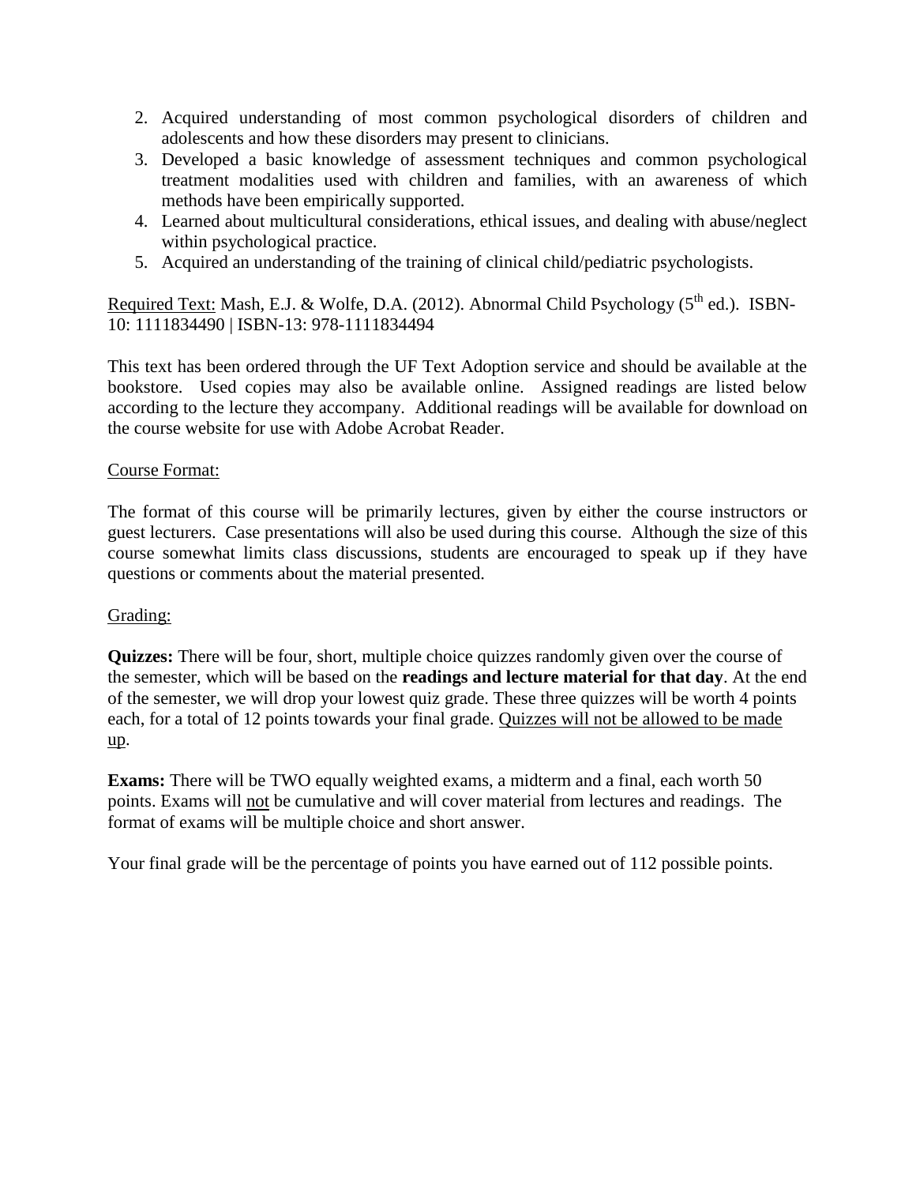2. Acquired understanding of most common psychological disorders of children and adolescents and how these disorders may present to clinicians.
3. Developed a basic knowledge of assessment techniques and common psychological treatment modalities used with children and families, with an awareness of which methods have been empirically supported.
4. Learned about multicultural considerations, ethical issues, and dealing with abuse/neglect within psychological practice.
5. Acquired an understanding of the training of clinical child/pediatric psychologists.

<u>Required Text:</u> Mash, E.J. & Wolfe, D.A. (2012). Abnormal Child Psychology (5th ed.). ISBN-10: 1111834490 | ISBN-13: 978-1111834494

This text has been ordered through the UF Text Adoption service and should be available at the bookstore. Used copies may also be available online. Assigned readings are listed below according to the lecture they accompany. Additional readings will be available for download on the course website for use with Adobe Acrobat Reader.

<u>Course Format:</u>

The format of this course will be primarily lectures, given by either the course instructors or guest lecturers. Case presentations will also be used during this course. Although the size of this course somewhat limits class discussions, students are encouraged to speak up if they have questions or comments about the material presented.

<u>Grading:</u>

**Quizzes:** There will be four, short, multiple choice quizzes randomly given over the course of the semester, which will be based on the **readings and lecture material for that day**. At the end of the semester, we will drop your lowest quiz grade. These three quizzes will be worth 4 points each, for a total of 12 points towards your final grade. <u>Quizzes will not be allowed to be made up</u>.

**Exams:** There will be TWO equally weighted exams, a midterm and a final, each worth 50 points. Exams will <u>not</u> be cumulative and will cover material from lectures and readings. The format of exams will be multiple choice and short answer.

Your final grade will be the percentage of points you have earned out of 112 possible points.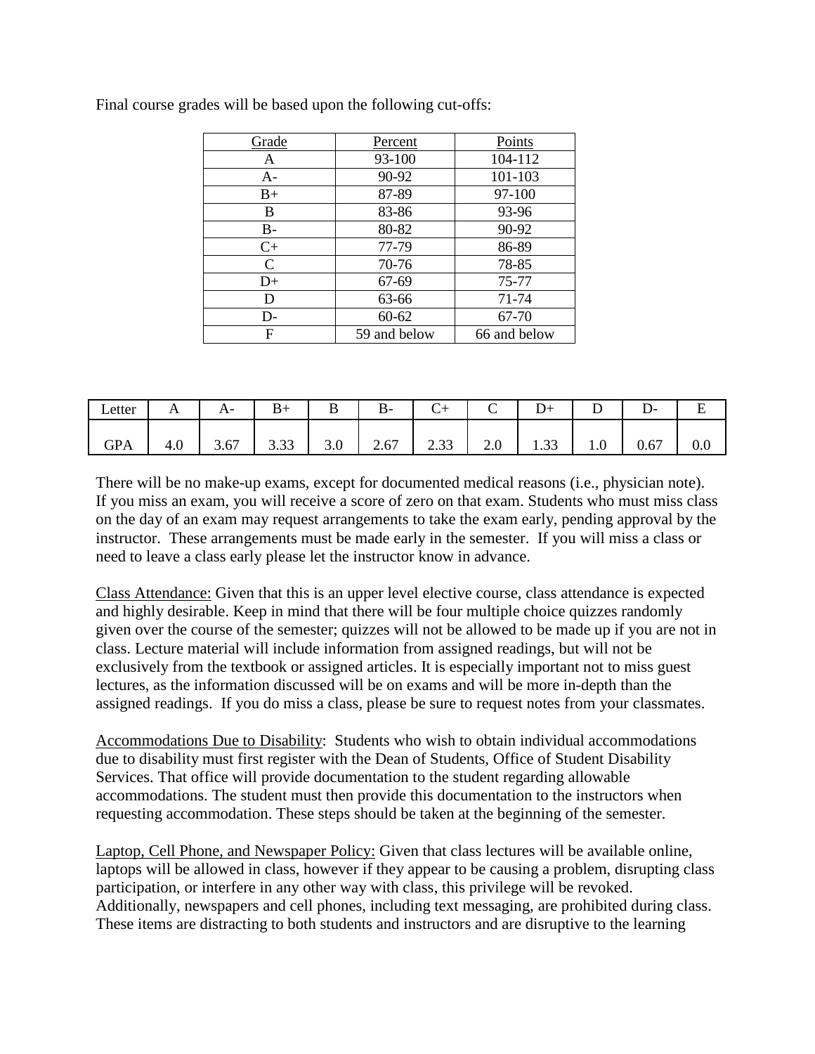Final course grades will be based upon the following cut-offs:

| Grade | Percent | Points |
|---|---|---|
| A | 93-100 | 104-112 |
| A- | 90-92 | 101-103 |
| B+ | 87-89 | 97-100 |
| B | 83-86 | 93-96 |
| B- | 80-82 | 90-92 |
| C+ | 77-79 | 86-89 |
| C | 70-76 | 78-85 |
| D+ | 67-69 | 75-77 |
| D | 63-66 | 71-74 |
| D- | 60-62 | 67-70 |
| F | 59 and below | 66 and below |

| Letter | A | A- | B+ | B | B- | C+ | C | D+ | D | D- | E |
|---|---|---|---|---|---|---|---|---|---|---|---|
| GPA | 4.0 | 3.67 | 3.33 | 3.0 | 2.67 | 2.33 | 2.0 | 1.33 | 1.0 | 0.67 | 0.0 |

There will be no make-up exams, except for documented medical reasons (i.e., physician note). If you miss an exam, you will receive a score of zero on that exam. Students who must miss class on the day of an exam may request arrangements to take the exam early, pending approval by the instructor. These arrangements must be made early in the semester. If you will miss a class or need to leave a class early please let the instructor know in advance.

Class Attendance: Given that this is an upper level elective course, class attendance is expected and highly desirable. Keep in mind that there will be four multiple choice quizzes randomly given over the course of the semester; quizzes will not be allowed to be made up if you are not in class. Lecture material will include information from assigned readings, but will not be exclusively from the textbook or assigned articles. It is especially important not to miss guest lectures, as the information discussed will be on exams and will be more in-depth than the assigned readings. If you do miss a class, please be sure to request notes from your classmates.

Accommodations Due to Disability: Students who wish to obtain individual accommodations due to disability must first register with the Dean of Students, Office of Student Disability Services. That office will provide documentation to the student regarding allowable accommodations. The student must then provide this documentation to the instructors when requesting accommodation. These steps should be taken at the beginning of the semester.

Laptop, Cell Phone, and Newspaper Policy: Given that class lectures will be available online, laptops will be allowed in class, however if they appear to be causing a problem, disrupting class participation, or interfere in any other way with class, this privilege will be revoked. Additionally, newspapers and cell phones, including text messaging, are prohibited during class. These items are distracting to both students and instructors and are disruptive to the learning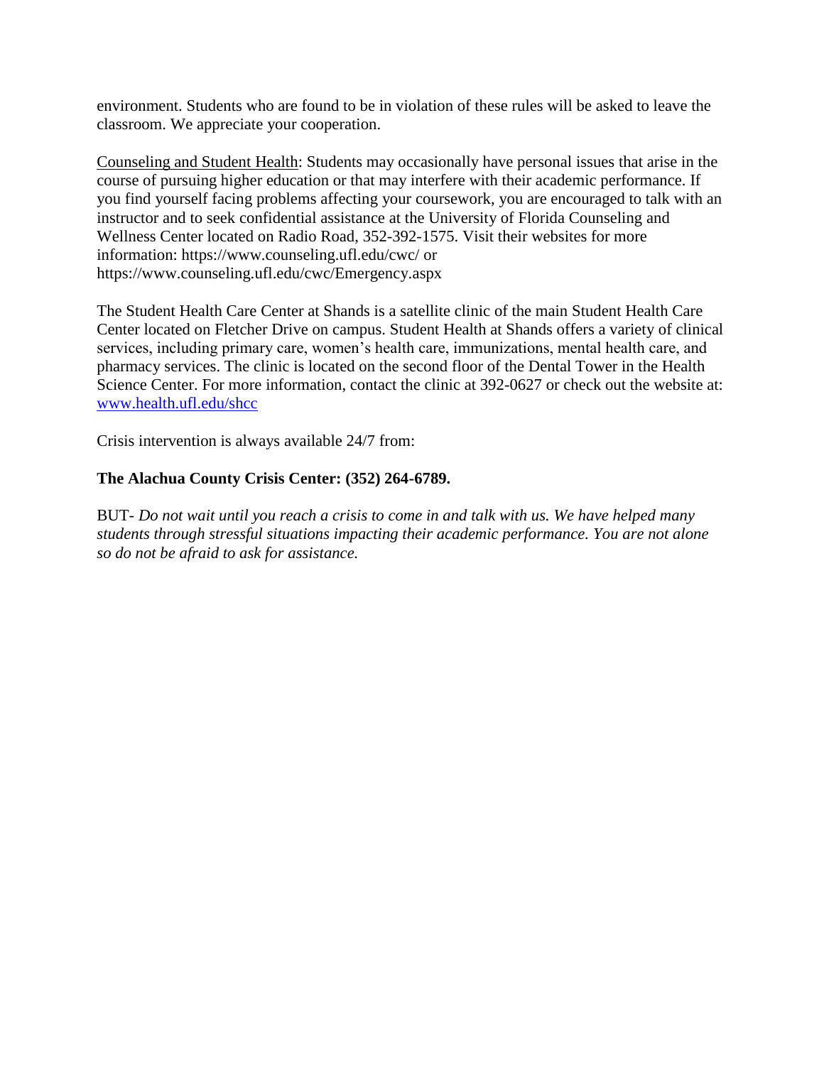environment. Students who are found to be in violation of these rules will be asked to leave the classroom. We appreciate your cooperation.

Counseling and Student Health: Students may occasionally have personal issues that arise in the course of pursuing higher education or that may interfere with their academic performance. If you find yourself facing problems affecting your coursework, you are encouraged to talk with an instructor and to seek confidential assistance at the University of Florida Counseling and Wellness Center located on Radio Road, 352-392-1575. Visit their websites for more information: https://www.counseling.ufl.edu/cwc/ or https://www.counseling.ufl.edu/cwc/Emergency.aspx

The Student Health Care Center at Shands is a satellite clinic of the main Student Health Care Center located on Fletcher Drive on campus. Student Health at Shands offers a variety of clinical services, including primary care, women's health care, immunizations, mental health care, and pharmacy services. The clinic is located on the second floor of the Dental Tower in the Health Science Center. For more information, contact the clinic at 392-0627 or check out the website at: [www.health.ufl.edu/shcc](www.health.ufl.edu/shcc)

Crisis intervention is always available 24/7 from:

**The Alachua County Crisis Center: (352) 264-6789.**

BUT- *Do not wait until you reach a crisis to come in and talk with us. We have helped many students through stressful situations impacting their academic performance. You are not alone so do not be afraid to ask for assistance.*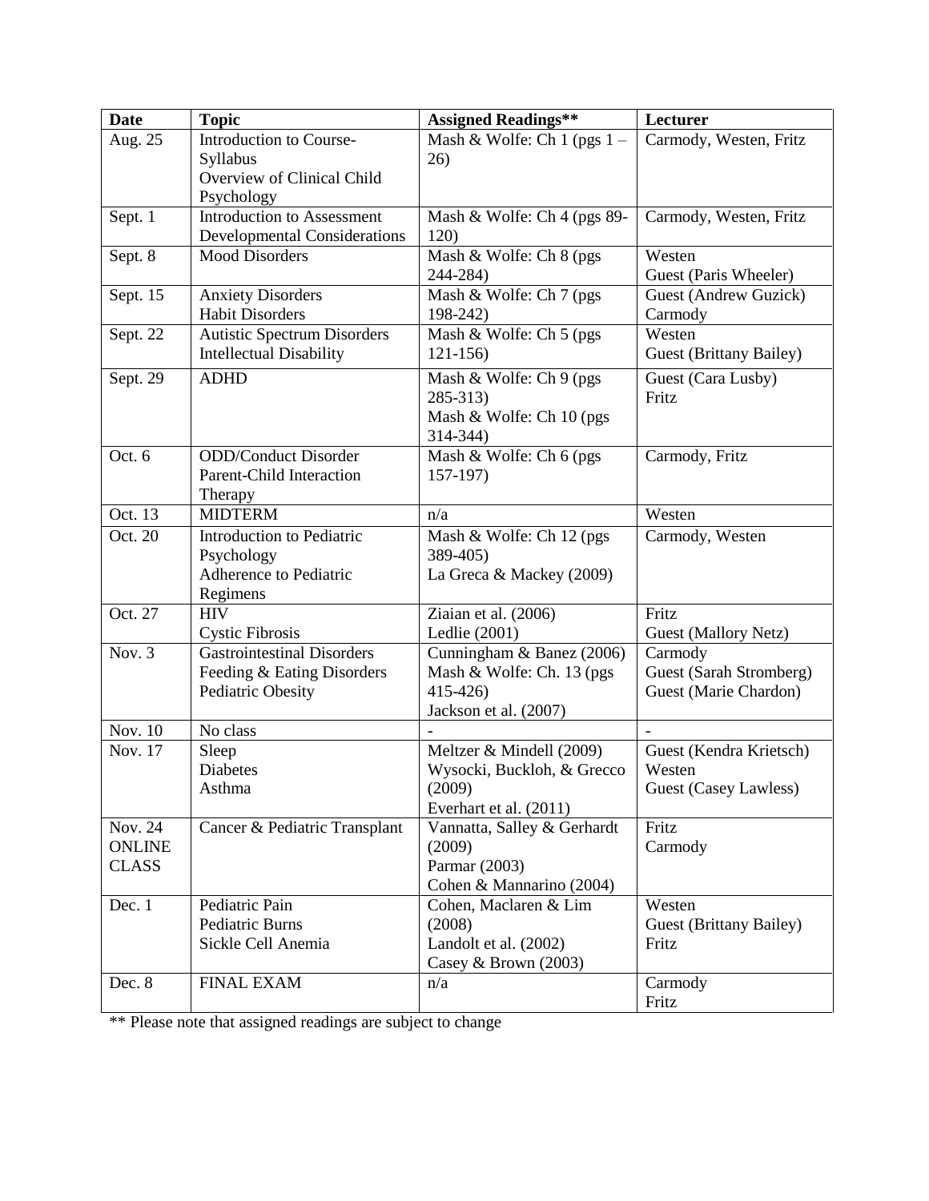| Date | Topic | Assigned Readings** | Lecturer |
| --- | --- | --- | --- |
| Aug. 25 | Introduction to Course-Syllabus<br>Overview of Clinical Child Psychology | Mash & Wolfe: Ch 1 (pgs 1 – 26) | Carmody, Westen, Fritz |
| Sept. 1 | Introduction to Assessment<br>Developmental Considerations | Mash & Wolfe: Ch 4 (pgs 89-120) | Carmody, Westen, Fritz |
| Sept. 8 | Mood Disorders | Mash & Wolfe: Ch 8 (pgs 244-284) | Westen<br>Guest (Paris Wheeler) |
| Sept. 15 | Anxiety Disorders<br>Habit Disorders | Mash & Wolfe: Ch 7 (pgs 198-242) | Guest (Andrew Guzick)<br>Carmody |
| Sept. 22 | Autistic Spectrum Disorders<br>Intellectual Disability | Mash & Wolfe: Ch 5 (pgs 121-156) | Westen<br>Guest (Brittany Bailey) |
| Sept. 29 | ADHD | Mash & Wolfe: Ch 9 (pgs 285-313)<br>Mash & Wolfe: Ch 10 (pgs 314-344) | Guest (Cara Lusby)<br>Fritz |
| Oct. 6 | ODD/Conduct Disorder<br>Parent-Child Interaction Therapy | Mash & Wolfe: Ch 6 (pgs 157-197) | Carmody, Fritz |
| Oct. 13 | MIDTERM | n/a | Westen |
| Oct. 20 | Introduction to Pediatric Psychology<br>Adherence to Pediatric Regimens | Mash & Wolfe: Ch 12 (pgs 389-405)<br>La Greca & Mackey (2009) | Carmody, Westen |
| Oct. 27 | HIV<br>Cystic Fibrosis | Ziaian et al. (2006)<br>Ledlie (2001) | Fritz<br>Guest (Mallory Netz) |
| Nov. 3 | Gastrointestinal Disorders<br>Feeding & Eating Disorders<br>Pediatric Obesity | Cunningham & Banez (2006)<br>Mash & Wolfe: Ch. 13 (pgs 415-426)<br>Jackson et al. (2007) | Carmody<br>Guest (Sarah Stromberg)<br>Guest (Marie Chardon) |
| Nov. 10 | No class | - | - |
| Nov. 17 | Sleep<br>Diabetes<br>Asthma | Meltzer & Mindell (2009)<br>Wysocki, Buckloh, & Grecco (2009)<br>Everhart et al. (2011) | Guest (Kendra Krietsch)<br>Westen<br>Guest (Casey Lawless) |
| Nov. 24 ONLINE CLASS | Cancer & Pediatric Transplant | Vannatta, Salley & Gerhardt (2009)<br>Parmar (2003)<br>Cohen & Mannarino (2004) | Fritz<br>Carmody |
| Dec. 1 | Pediatric Pain<br>Pediatric Burns<br>Sickle Cell Anemia | Cohen, Maclaren & Lim (2008)<br>Landolt et al. (2002)<br>Casey & Brown (2003) | Westen<br>Guest (Brittany Bailey)<br>Fritz |
| Dec. 8 | FINAL EXAM | n/a | Carmody<br>Fritz |

** Please note that assigned readings are subject to change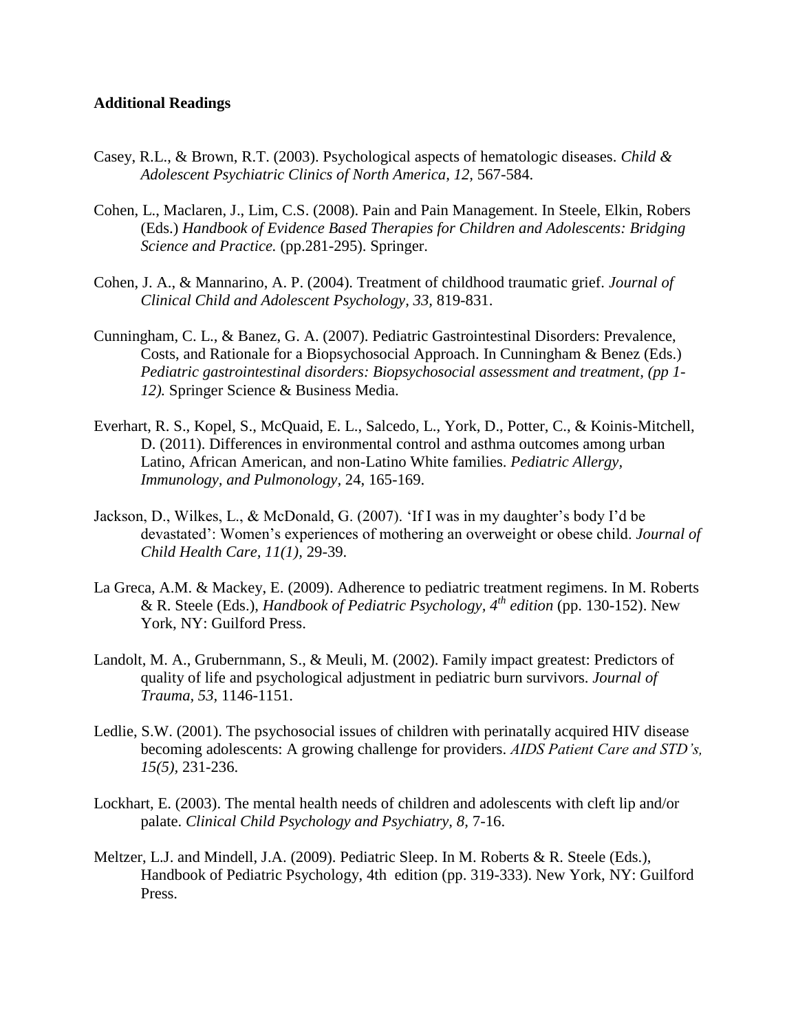**Additional Readings**

Casey, R.L., & Brown, R.T. (2003). Psychological aspects of hematologic diseases. *Child & Adolescent Psychiatric Clinics of North America, 12*, 567-584.

Cohen, L., Maclaren, J., Lim, C.S. (2008). Pain and Pain Management. In Steele, Elkin, Robers (Eds.) *Handbook of Evidence Based Therapies for Children and Adolescents: Bridging Science and Practice.* (pp.281-295). Springer.

Cohen, J. A., & Mannarino, A. P. (2004). Treatment of childhood traumatic grief. *Journal of Clinical Child and Adolescent Psychology, 33*, 819-831.

Cunningham, C. L., & Banez, G. A. (2007). Pediatric Gastrointestinal Disorders: Prevalence, Costs, and Rationale for a Biopsychosocial Approach. In Cunningham & Benez (Eds.) *Pediatric gastrointestinal disorders: Biopsychosocial assessment and treatment, (pp 1-12).* Springer Science & Business Media.

Everhart, R. S., Kopel, S., McQuaid, E. L., Salcedo, L., York, D., Potter, C., & Koinis-Mitchell, D. (2011). Differences in environmental control and asthma outcomes among urban Latino, African American, and non-Latino White families. *Pediatric Allergy, Immunology, and Pulmonology*, 24, 165-169.

Jackson, D., Wilkes, L., & McDonald, G. (2007). 'If I was in my daughter's body I'd be devastated': Women's experiences of mothering an overweight or obese child. *Journal of Child Health Care, 11(1)*, 29-39.

La Greca, A.M. & Mackey, E. (2009). Adherence to pediatric treatment regimens. In M. Roberts & R. Steele (Eds.), *Handbook of Pediatric Psychology, 4th edition* (pp. 130-152). New York, NY: Guilford Press.

Landolt, M. A., Grubernmann, S., & Meuli, M. (2002). Family impact greatest: Predictors of quality of life and psychological adjustment in pediatric burn survivors. *Journal of Trauma, 53*, 1146-1151.

Ledlie, S.W. (2001). The psychosocial issues of children with perinatally acquired HIV disease becoming adolescents: A growing challenge for providers. *AIDS Patient Care and STD's, 15(5)*, 231-236.

Lockhart, E. (2003). The mental health needs of children and adolescents with cleft lip and/or palate. *Clinical Child Psychology and Psychiatry, 8*, 7-16.

Meltzer, L.J. and Mindell, J.A. (2009). Pediatric Sleep. In M. Roberts & R. Steele (Eds.), Handbook of Pediatric Psychology, 4th edition (pp. 319-333). New York, NY: Guilford Press.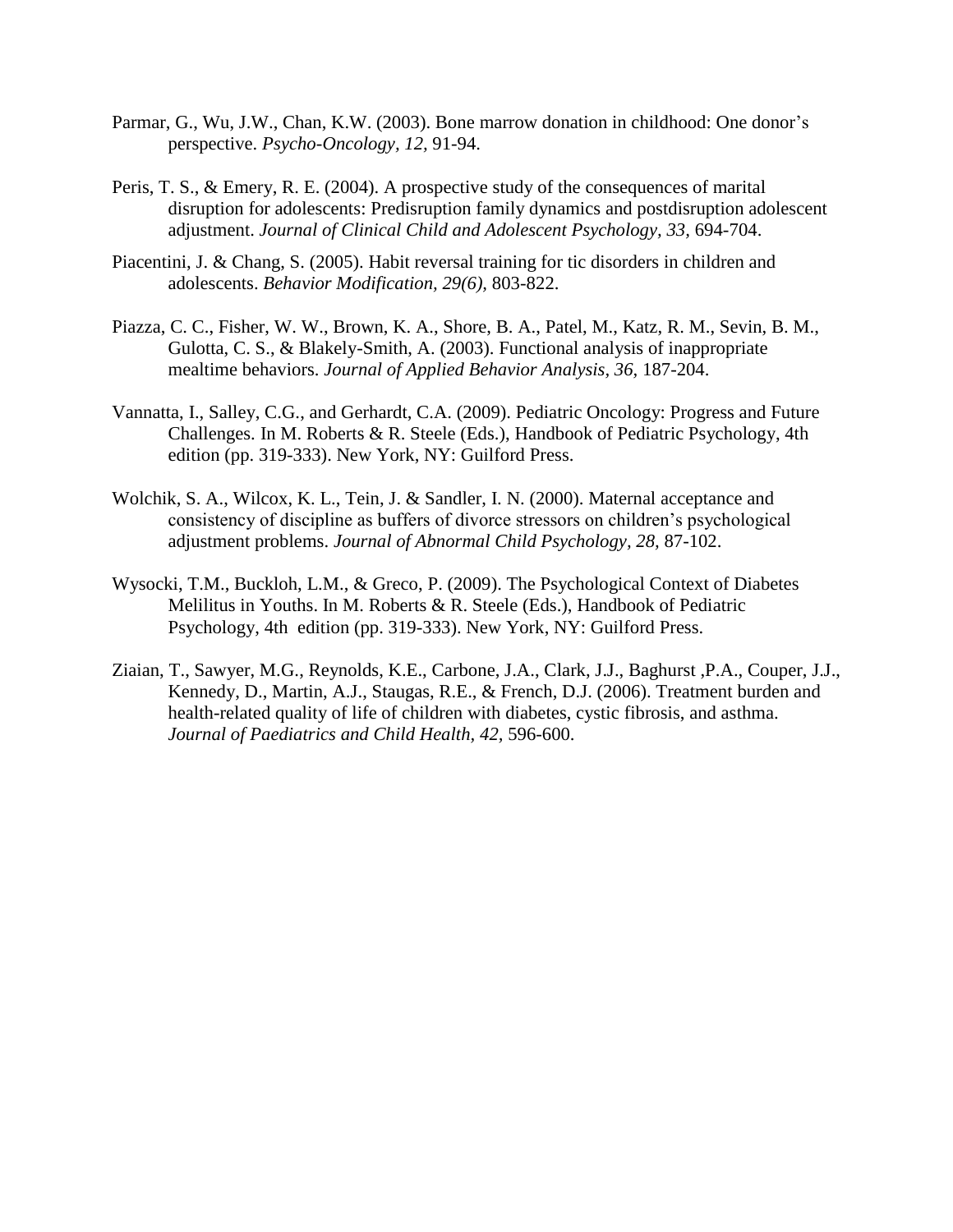Parmar, G., Wu, J.W., Chan, K.W. (2003). Bone marrow donation in childhood: One donor's perspective. *Psycho-Oncology, 12,* 91-94.

Peris, T. S., & Emery, R. E. (2004). A prospective study of the consequences of marital disruption for adolescents: Predisruption family dynamics and postdisruption adolescent adjustment. *Journal of Clinical Child and Adolescent Psychology, 33,* 694-704.

Piacentini, J. & Chang, S. (2005). Habit reversal training for tic disorders in children and adolescents. *Behavior Modification, 29(6),* 803-822.

Piazza, C. C., Fisher, W. W., Brown, K. A., Shore, B. A., Patel, M., Katz, R. M., Sevin, B. M., Gulotta, C. S., & Blakely-Smith, A. (2003). Functional analysis of inappropriate mealtime behaviors. *Journal of Applied Behavior Analysis, 36,* 187-204.

Vannatta, I., Salley, C.G., and Gerhardt, C.A. (2009). Pediatric Oncology: Progress and Future Challenges. In M. Roberts & R. Steele (Eds.), Handbook of Pediatric Psychology, 4th edition (pp. 319-333). New York, NY: Guilford Press.

Wolchik, S. A., Wilcox, K. L., Tein, J. & Sandler, I. N. (2000). Maternal acceptance and consistency of discipline as buffers of divorce stressors on children's psychological adjustment problems. *Journal of Abnormal Child Psychology, 28,* 87-102.

Wysocki, T.M., Buckloh, L.M., & Greco, P. (2009). The Psychological Context of Diabetes Melilitus in Youths. In M. Roberts & R. Steele (Eds.), Handbook of Pediatric Psychology, 4th edition (pp. 319-333). New York, NY: Guilford Press.

Ziaian, T., Sawyer, M.G., Reynolds, K.E., Carbone, J.A., Clark, J.J., Baghurst ,P.A., Couper, J.J., Kennedy, D., Martin, A.J., Staugas, R.E., & French, D.J. (2006). Treatment burden and health-related quality of life of children with diabetes, cystic fibrosis, and asthma. *Journal of Paediatrics and Child Health, 42,* 596-600.